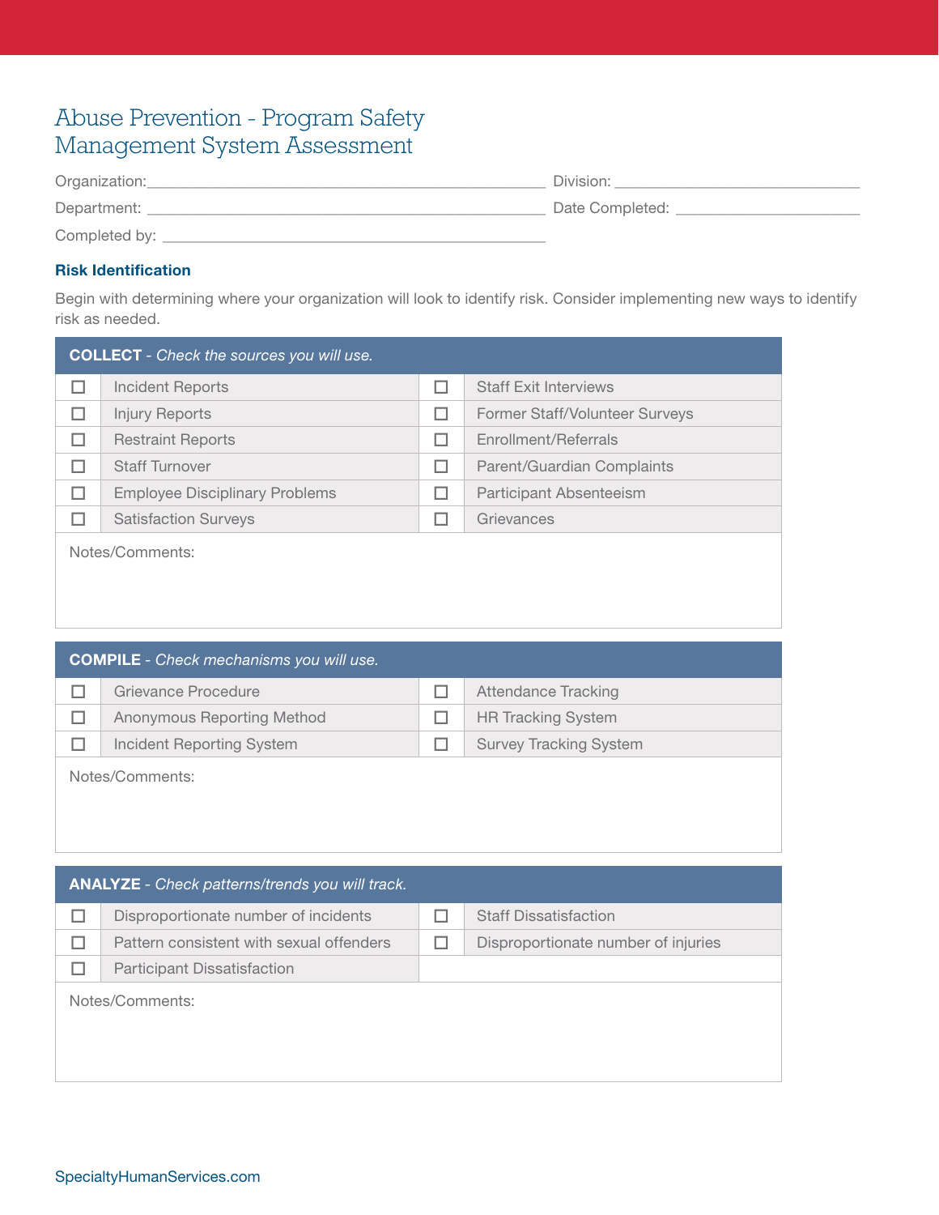# Abuse Prevention - Program Safety Management System Assessment

Organization: ______________________________ Division: ______________________________

Department: ______________________________ Date Completed: ______________________________

Completed by: ______________________________

## Risk Identification

Begin with determining where your organization will look to identify risk. Consider implementing new ways to identify risk as needed.

| **COLLECT** - *Check the sources you will use.* | | | |
|---|---|---|---|
| ☐ | Incident Reports | ☐ | Staff Exit Interviews |
| ☐ | Injury Reports | ☐ | Former Staff/Volunteer Surveys |
| ☐ | Restraint Reports | ☐ | Enrollment/Referrals |
| ☐ | Staff Turnover | ☐ | Parent/Guardian Complaints |
| ☐ | Employee Disciplinary Problems | ☐ | Participant Absenteeism |
| ☐ | Satisfaction Surveys | ☐ | Grievances |

Notes/Comments:

| **COMPILE** - *Check mechanisms you will use.* | | | |
|---|---|---|---|
| ☐ | Grievance Procedure | ☐ | Attendance Tracking |
| ☐ | Anonymous Reporting Method | ☐ | HR Tracking System |
| ☐ | Incident Reporting System | ☐ | Survey Tracking System |

Notes/Comments:

| **ANALYZE** - *Check patterns/trends you will track.* | | | |
|---|---|---|---|
| ☐ | Disproportionate number of incidents | ☐ | Staff Dissatisfaction |
| ☐ | Pattern consistent with sexual offenders | ☐ | Disproportionate number of injuries |
| ☐ | Participant Dissatisfaction | | |

Notes/Comments:

SpecialtyHumanServices.com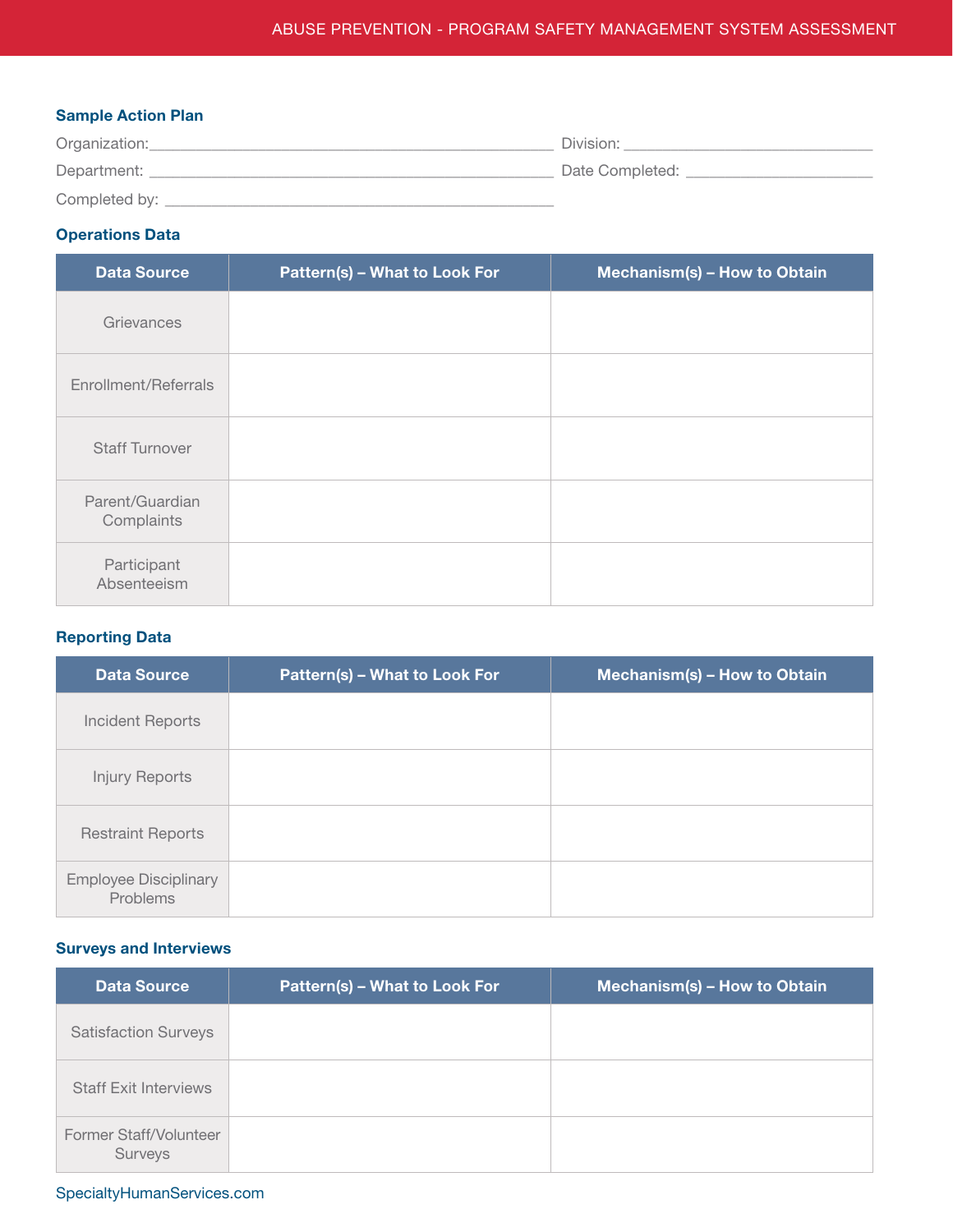## Sample Action Plan

Organization: ______________________________ Division: ______________________________

Department: ______________________________ Date Completed: ______________________________

Completed by: ______________________________

### Operations Data

| Data Source | Pattern(s) – What to Look For | Mechanism(s) – How to Obtain |
|---|---|---|
| Grievances | | |
| Enrollment/Referrals | | |
| Staff Turnover | | |
| Parent/Guardian Complaints | | |
| Participant Absenteeism | | |

### Reporting Data

| Data Source | Pattern(s) – What to Look For | Mechanism(s) – How to Obtain |
|---|---|---|
| Incident Reports | | |
| Injury Reports | | |
| Restraint Reports | | |
| Employee Disciplinary Problems | | |

### Surveys and Interviews

| Data Source | Pattern(s) – What to Look For | Mechanism(s) – How to Obtain |
|---|---|---|
| Satisfaction Surveys | | |
| Staff Exit Interviews | | |
| Former Staff/Volunteer Surveys | | |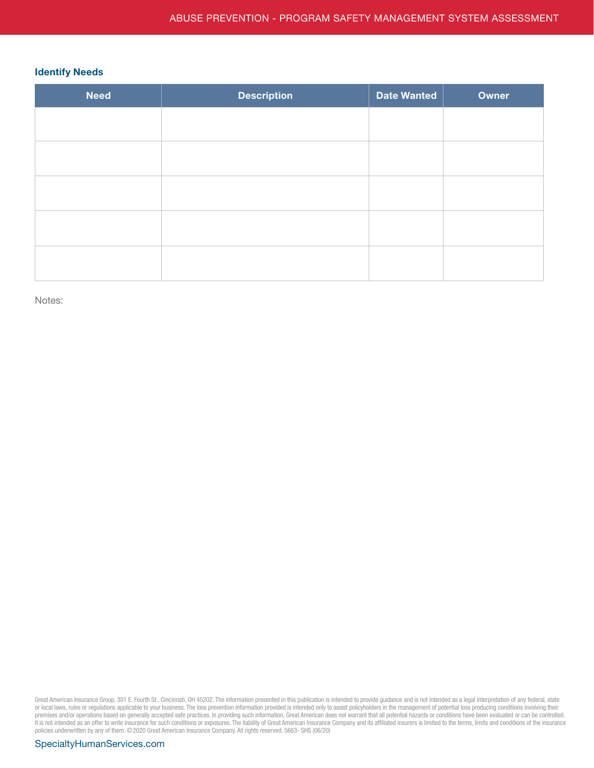### Identify Needs

| Need | Description | Date Wanted | Owner |
| --- | --- | --- | --- |
| | | | |
| | | | |
| | | | |
| | | | |
| | | | |

Notes:

Great American Insurance Group, 301 E. Fourth St., Cincinnati, OH 45202. The information presented in this publication is intended to provide guidance and is not intended as a legal interpretation of any federal, state or local laws, rules or regulations applicable to your business. The loss prevention information provided is intended only to assist policyholders in the management of potential loss producing conditions involving their premises and/or operations based on generally accepted safe practices. In providing such information, Great American does not warrant that all potential hazards or conditions have been evaluated or can be controlled. It is not intended as an offer to write insurance for such conditions or exposures. The liability of Great American Insurance Company and its affiliated insurers is limited to the terms, limits and conditions of the insurance policies underwritten by any of them. © 2020 Great American Insurance Company. All rights reserved. 5663- SHS (06/20)

SpecialtyHumanServices.com